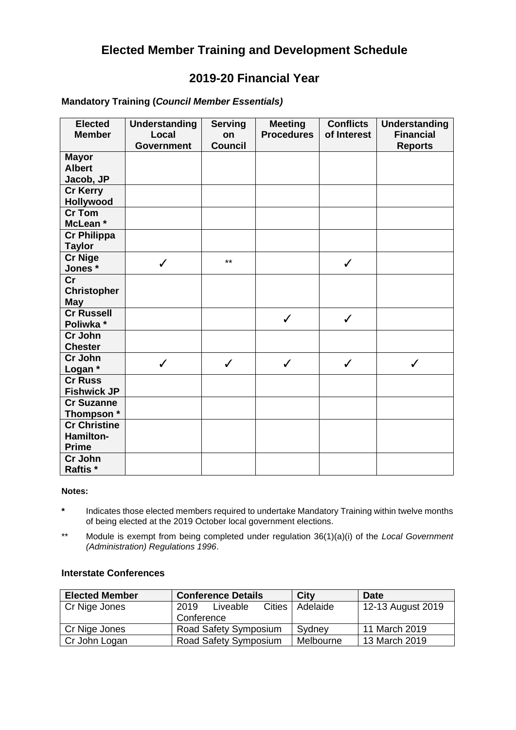# Elected Member Training and Development Schedule

## 2019-20 Financial Year

### Mandatory Training (*Council Member Essentials)*

| Elected Member | Understanding Local Government | Serving on Council | Meeting Procedures | Conflicts of Interest | Understanding Financial Reports |
|---|---|---|---|---|---|
| **Mayor Albert Jacob, JP** | | | | | |
| **Cr Kerry Hollywood** | | | | | |
| **Cr Tom McLean \*** | | | | | |
| **Cr Philippa Taylor** | | | | | |
| **Cr Nige Jones \*** | ✓ | ** | | ✓ | |
| **Cr Christopher May** | | | | | |
| **Cr Russell Poliwka \*** | | | ✓ | ✓ | |
| **Cr John Chester** | | | | | |
| **Cr John Logan \*** | ✓ | ✓ | ✓ | ✓ | ✓ |
| **Cr Russ Fishwick JP** | | | | | |
| **Cr Suzanne Thompson \*** | | | | | |
| **Cr Christine Hamilton-Prime** | | | | | |
| **Cr John Raftis \*** | | | | | |

**Notes:**

**\*** Indicates those elected members required to undertake Mandatory Training within twelve months of being elected at the 2019 October local government elections.

\** Module is exempt from being completed under regulation 36(1)(a)(i) of the *Local Government (Administration) Regulations 1996*.

### Interstate Conferences

| Elected Member | Conference Details | City | Date |
|---|---|---|---|
| Cr Nige Jones | 2019 Liveable Cities Conference | Adelaide | 12-13 August 2019 |
| Cr Nige Jones | Road Safety Symposium | Sydney | 11 March 2019 |
| Cr John Logan | Road Safety Symposium | Melbourne | 13 March 2019 |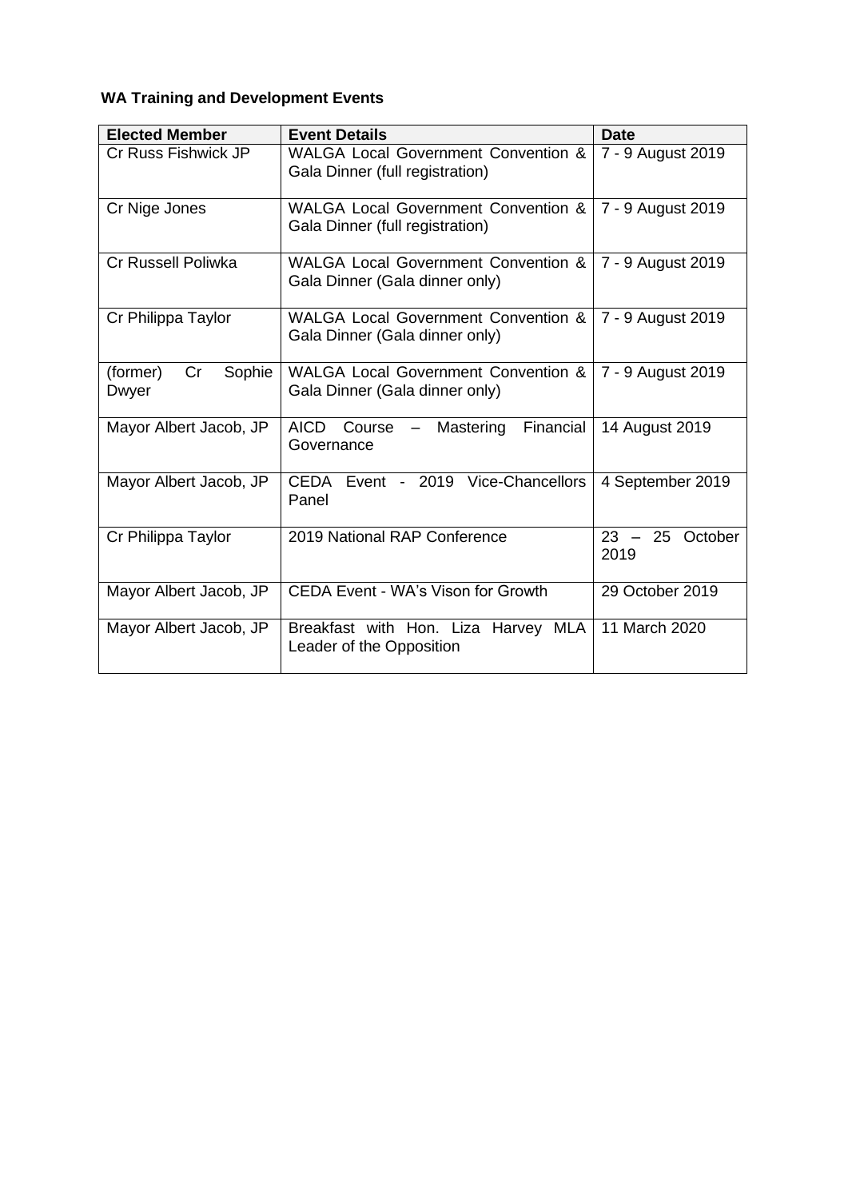**WA Training and Development Events**

| Elected Member | Event Details | Date |
|---|---|---|
| Cr Russ Fishwick JP | WALGA Local Government Convention & Gala Dinner (full registration) | 7 - 9 August 2019 |
| Cr Nige Jones | WALGA Local Government Convention & Gala Dinner (full registration) | 7 - 9 August 2019 |
| Cr Russell Poliwka | WALGA Local Government Convention & Gala Dinner (Gala dinner only) | 7 - 9 August 2019 |
| Cr Philippa Taylor | WALGA Local Government Convention & Gala Dinner (Gala dinner only) | 7 - 9 August 2019 |
| (former) Cr Sophie Dwyer | WALGA Local Government Convention & Gala Dinner (Gala dinner only) | 7 - 9 August 2019 |
| Mayor Albert Jacob, JP | AICD Course – Mastering Financial Governance | 14 August 2019 |
| Mayor Albert Jacob, JP | CEDA Event - 2019 Vice-Chancellors Panel | 4 September 2019 |
| Cr Philippa Taylor | 2019 National RAP Conference | 23 – 25 October 2019 |
| Mayor Albert Jacob, JP | CEDA Event - WA's Vison for Growth | 29 October 2019 |
| Mayor Albert Jacob, JP | Breakfast with Hon. Liza Harvey MLA Leader of the Opposition | 11 March 2020 |